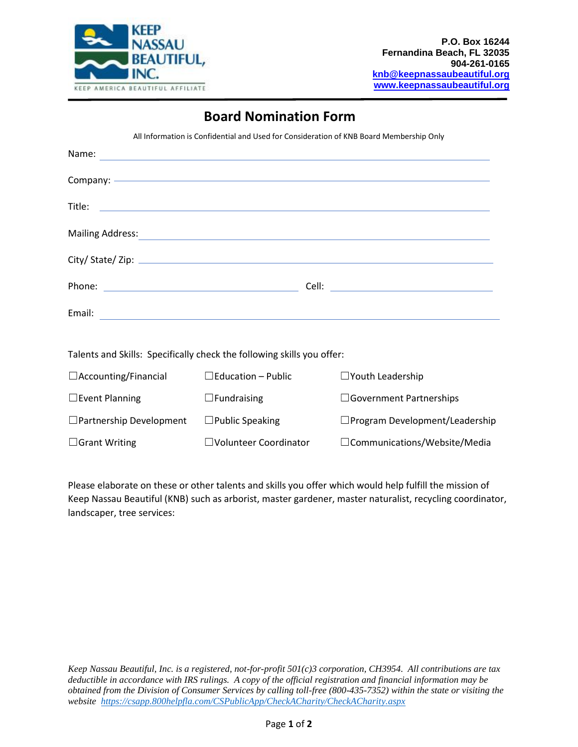KEEP NASSAU BEAUTIFUL, INC.
KEEP AMERICA BEAUTIFUL AFFILIATE

**P.O. Box 16244**
**Fernandina Beach, FL 32035**
**904-261-0165**
**knb@keepnassaubeautiful.org**
**www.keepnassaubeautiful.org**

# Board Nomination Form

All Information is Confidential and Used for Consideration of KNB Board Membership Only

Name: ______________________________________________

Company: ______________________________________________

Title: ______________________________________________

Mailing Address: ______________________________________________

City/ State/ Zip: ______________________________________________

Phone: ______________________ Cell: ______________________

Email: ______________________________________________

Talents and Skills: Specifically check the following skills you offer:

| | | |
|---|---|---|
| ☐Accounting/Financial | ☐Education – Public | ☐Youth Leadership |
| ☐Event Planning | ☐Fundraising | ☐Government Partnerships |
| ☐Partnership Development | ☐Public Speaking | ☐Program Development/Leadership |
| ☐Grant Writing | ☐Volunteer Coordinator | ☐Communications/Website/Media |

Please elaborate on these or other talents and skills you offer which would help fulfill the mission of Keep Nassau Beautiful (KNB) such as arborist, master gardener, master naturalist, recycling coordinator, landscaper, tree services:

*Keep Nassau Beautiful, Inc. is a registered, not-for-profit 501(c)3 corporation, CH3954. All contributions are tax deductible in accordance with IRS rulings. A copy of the official registration and financial information may be obtained from the Division of Consumer Services by calling toll-free (800-435-7352) within the state or visiting the website https://csapp.800helpfla.com/CSPublicApp/CheckACharity/CheckACharity.aspx*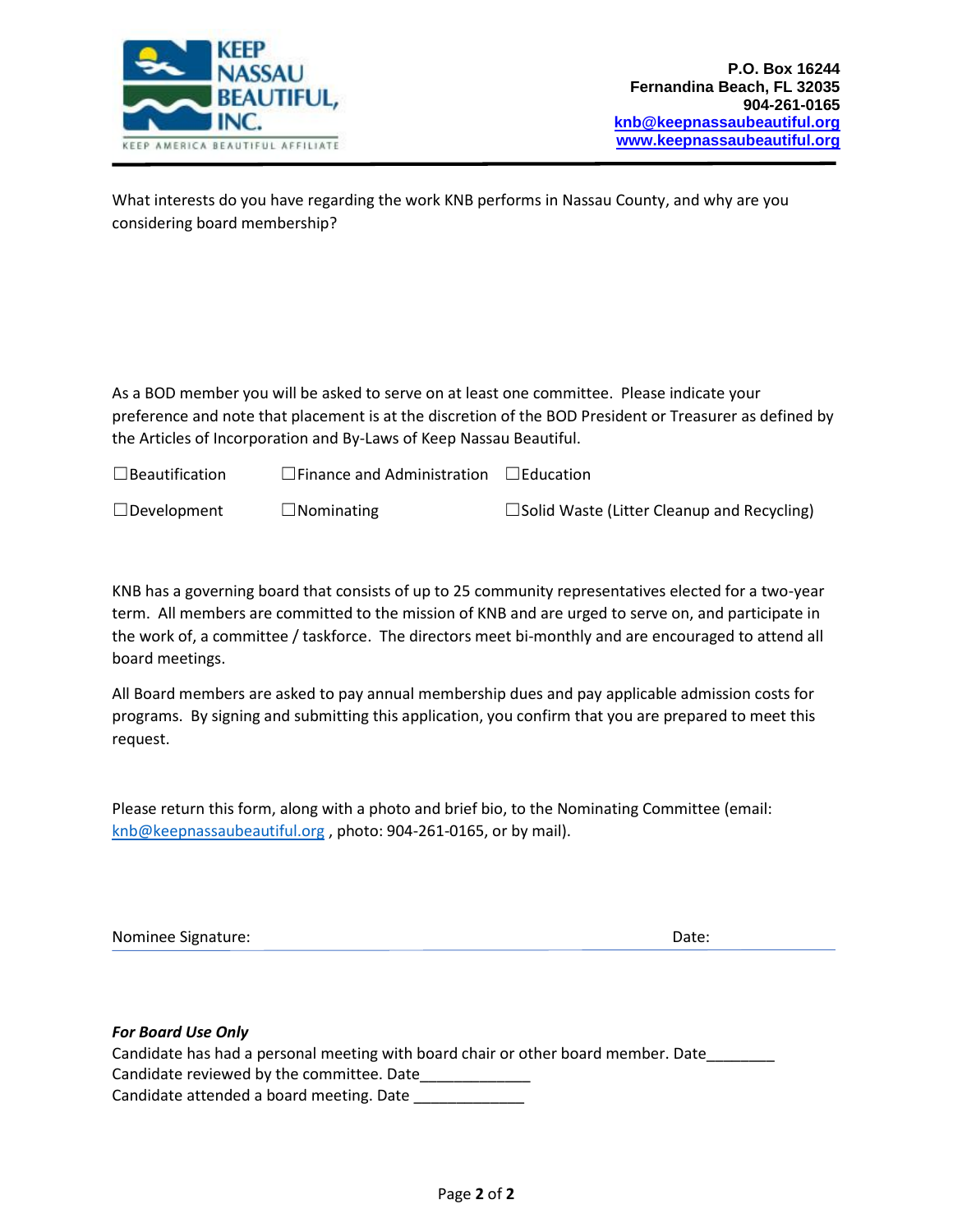KEEP NASSAU BEAUTIFUL, INC.

KEEP AMERICA BEAUTIFUL AFFILIATE

**P.O. Box 16244**
**Fernandina Beach, FL 32035**
**904-261-0165**
**knb@keepnassaubeautiful.org**
**www.keepnassaubeautiful.org**

---

What interests do you have regarding the work KNB performs in Nassau County, and why are you considering board membership?

As a BOD member you will be asked to serve on at least one committee. Please indicate your preference and note that placement is at the discretion of the BOD President or Treasurer as defined by the Articles of Incorporation and By-Laws of Keep Nassau Beautiful.

| | | |
|---|---|---|
| ☐Beautification | ☐Finance and Administration | ☐Education |
| ☐Development | ☐Nominating | ☐Solid Waste (Litter Cleanup and Recycling) |

KNB has a governing board that consists of up to 25 community representatives elected for a two-year term. All members are committed to the mission of KNB and are urged to serve on, and participate in the work of, a committee / taskforce. The directors meet bi-monthly and are encouraged to attend all board meetings.

All Board members are asked to pay annual membership dues and pay applicable admission costs for programs. By signing and submitting this application, you confirm that you are prepared to meet this request.

Please return this form, along with a photo and brief bio, to the Nominating Committee (email: knb@keepnassaubeautiful.org , photo: 904-261-0165, or by mail).

Nominee Signature: ______________________________ Date: ______________

***For Board Use Only***
Candidate has had a personal meeting with board chair or other board member. Date________
Candidate reviewed by the committee. Date_____________
Candidate attended a board meeting. Date _____________